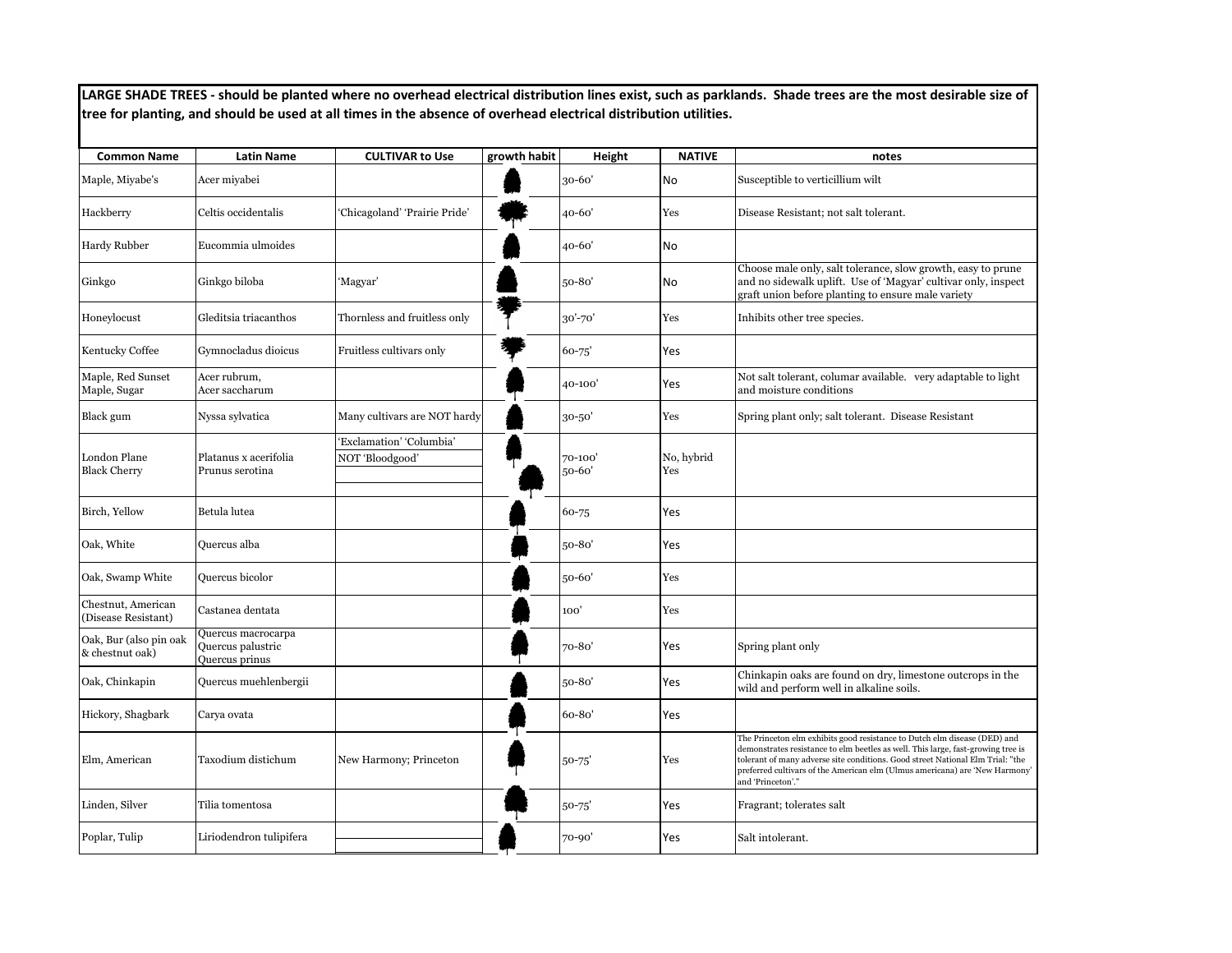**LARGE SHADE TREES - should be planted where no overhead electrical distribution lines exist, such as parklands. Shade trees are the most desirable size of tree for planting, and should be used at all times in the absence of overhead electrical distribution utilities.**

| Common Name | Latin Name | CULTIVAR to Use | growth habit | Height | NATIVE | notes |
|---|---|---|---|---|---|---|
| Maple, Miyabe's | Acer miyabei | | | 30-60' | No | Susceptible to verticillium wilt |
| Hackberry | Celtis occidentalis | 'Chicagoland' 'Prairie Pride' | | 40-60' | Yes | Disease Resistant; not salt tolerant. |
| Hardy Rubber | Eucommia ulmoides | | | 40-60' | No | |
| Ginkgo | Ginkgo biloba | 'Magyar' | | 50-80' | No | Choose male only, salt tolerance, slow growth, easy to prune and no sidewalk uplift. Use of 'Magyar' cultivar only, inspect graft union before planting to ensure male variety |
| Honeylocust | Gleditsia triacanthos | Thornless and fruitless only | | 30'-70' | Yes | Inhibits other tree species. |
| Kentucky Coffee | Gymnocladus dioicus | Fruitless cultivars only | | 60-75' | Yes | |
| Maple, Red Sunset<br>Maple, Sugar | Acer rubrum,<br>Acer saccharum | | | 40-100' | Yes | Not salt tolerant, columar available. very adaptable to light and moisture conditions |
| Black gum | Nyssa sylvatica | Many cultivars are NOT hardy | | 30-50' | Yes | Spring plant only; salt tolerant. Disease Resistant |
| London Plane<br>Black Cherry | Platanus x acerifolia<br>Prunus serotina | 'Exclamation' 'Columbia'<br>NOT 'Bloodgood' | | 70-100'<br>50-60' | No, hybrid<br>Yes | |
| Birch, Yellow | Betula lutea | | | 60-75 | Yes | |
| Oak, White | Quercus alba | | | 50-80' | Yes | |
| Oak, Swamp White | Quercus bicolor | | | 50-60' | Yes | |
| Chestnut, American (Disease Resistant) | Castanea dentata | | | 100' | Yes | |
| Oak, Bur (also pin oak & chestnut oak) | Quercus macrocarpa<br>Quercus palustric<br>Quercus prinus | | | 70-80' | Yes | Spring plant only |
| Oak, Chinkapin | Quercus muehlenbergii | | | 50-80' | Yes | Chinkapin oaks are found on dry, limestone outcrops in the wild and perform well in alkaline soils. |
| Hickory, Shagbark | Carya ovata | | | 60-80' | Yes | |
| Elm, American | Taxodium distichum | New Harmony; Princeton | | 50-75' | Yes | The Princeton elm exhibits good resistance to Dutch elm disease (DED) and demonstrates resistance to elm beetles as well. This large, fast-growing tree is tolerant of many adverse site conditions. Good street National Elm Trial: "the preferred cultivars of the American elm (Ulmus americana) are 'New Harmony' and 'Princeton'." |
| Linden, Silver | Tilia tomentosa | | | 50-75' | Yes | Fragrant; tolerates salt |
| Poplar, Tulip | Liriodendron tulipifera | | | 70-90' | Yes | Salt intolerant. |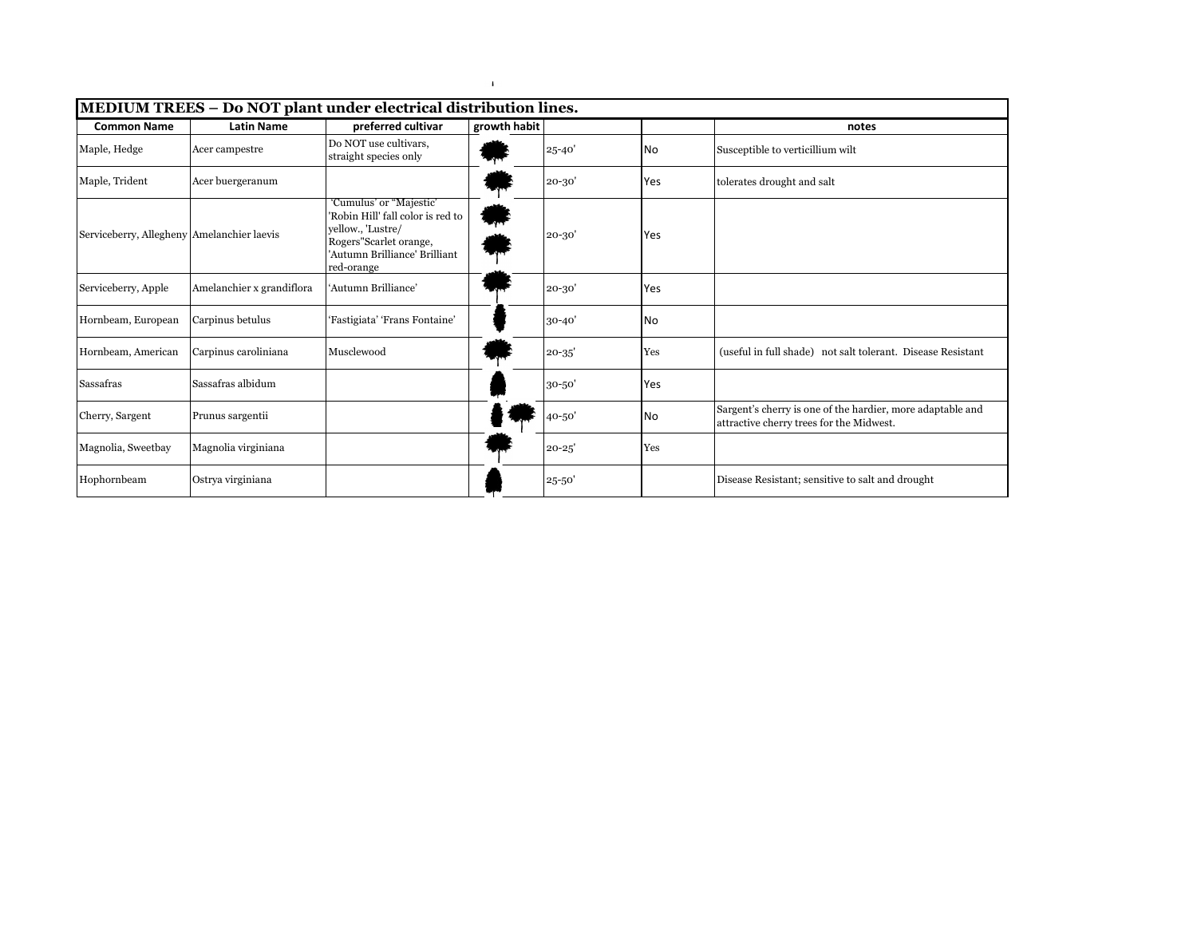| MEDIUM TREES – Do NOT plant under electrical distribution lines. | | | | | | |
|---|---|---|---|---|---|---|
| **Common Name** | **Latin Name** | **preferred cultivar** | **growth habit** | | | **notes** |
| Maple, Hedge | Acer campestre | Do NOT use cultivars, straight species only | | 25-40' | No | Susceptible to verticillium wilt |
| Maple, Trident | Acer buergeranum | | | 20-30' | Yes | tolerates drought and salt |
| Serviceberry, Allegheny | Amelanchier laevis | 'Cumulus' or "Majestic' 'Robin Hill' fall color is red to yellow., 'Lustre/ Rogers"Scarlet orange, 'Autumn Brilliance' Brilliant red-orange | | 20-30' | Yes | |
| Serviceberry, Apple | Amelanchier x grandiflora | 'Autumn Brilliance' | | 20-30' | Yes | |
| Hornbeam, European | Carpinus betulus | 'Fastigiata' 'Frans Fontaine' | | 30-40' | No | |
| Hornbeam, American | Carpinus caroliniana | Musclewood | | 20-35' | Yes | (useful in full shade) not salt tolerant. Disease Resistant |
| Sassafras | Sassafras albidum | | | 30-50' | Yes | |
| Cherry, Sargent | Prunus sargentii | | | 40-50' | No | Sargent's cherry is one of the hardier, more adaptable and attractive cherry trees for the Midwest. |
| Magnolia, Sweetbay | Magnolia virginiana | | | 20-25' | Yes | |
| Hophornbeam | Ostrya virginiana | | | 25-50' | | Disease Resistant; sensitive to salt and drought |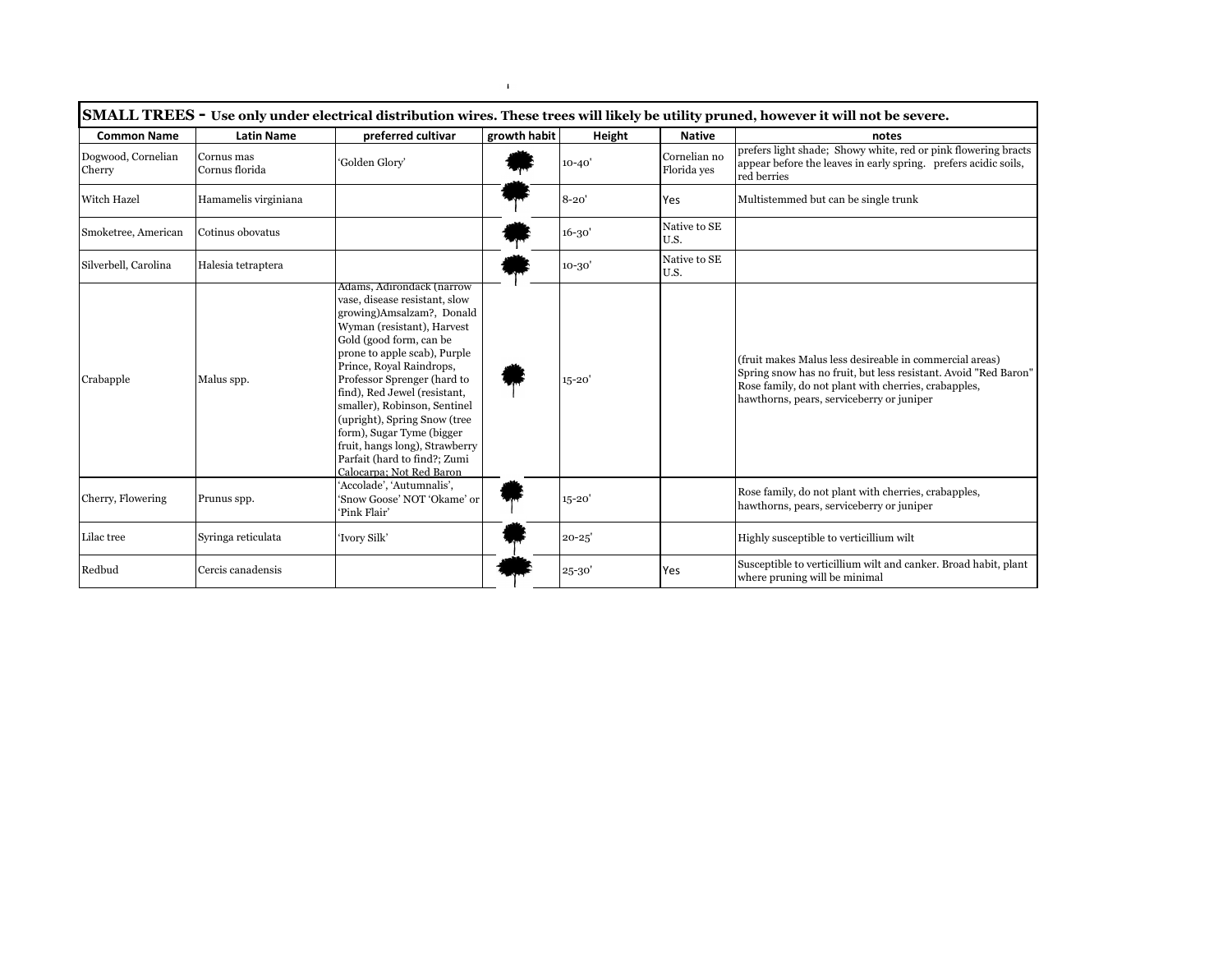**SMALL TREES - Use only under electrical distribution wires. These trees will likely be utility pruned, however it will not be severe.**

| Common Name | Latin Name | preferred cultivar | growth habit | Height | Native | notes |
|---|---|---|---|---|---|---|
| Dogwood, Cornelian Cherry | Cornus mas Cornus florida | 'Golden Glory' | | 10-40' | Cornelian no Florida yes | prefers light shade; Showy white, red or pink flowering bracts appear before the leaves in early spring. prefers acidic soils, red berries |
| Witch Hazel | Hamamelis virginiana | | | 8-20' | Yes | Multistemmed but can be single trunk |
| Smoketree, American | Cotinus obovatus | | | 16-30' | Native to SE U.S. | |
| Silverbell, Carolina | Halesia tetraptera | | | 10-30' | Native to SE U.S. | |
| Crabapple | Malus spp. | Adams, Adirondack (narrow vase, disease resistant, slow growing)Amsalzam?, Donald Wyman (resistant), Harvest Gold (good form, can be prone to apple scab), Purple Prince, Royal Raindrops, Professor Sprenger (hard to find), Red Jewel (resistant, smaller), Robinson, Sentinel (upright), Spring Snow (tree form), Sugar Tyme (bigger fruit, hangs long), Strawberry Parfait (hard to find?; Zumi Calocarpa; Not Red Baron | | 15-20' | | (fruit makes Malus less desireable in commercial areas) Spring snow has no fruit, but less resistant. Avoid "Red Baron" Rose family, do not plant with cherries, crabapples, hawthorns, pears, serviceberry or juniper |
| Cherry, Flowering | Prunus spp. | 'Accolade', 'Autumnalis', 'Snow Goose' NOT 'Okame' or 'Pink Flair' | | 15-20' | | Rose family, do not plant with cherries, crabapples, hawthorns, pears, serviceberry or juniper |
| Lilac tree | Syringa reticulata | 'Ivory Silk' | | 20-25' | | Highly susceptible to verticillium wilt |
| Redbud | Cercis canadensis | | | 25-30' | Yes | Susceptible to verticillium wilt and canker. Broad habit, plant where pruning will be minimal |